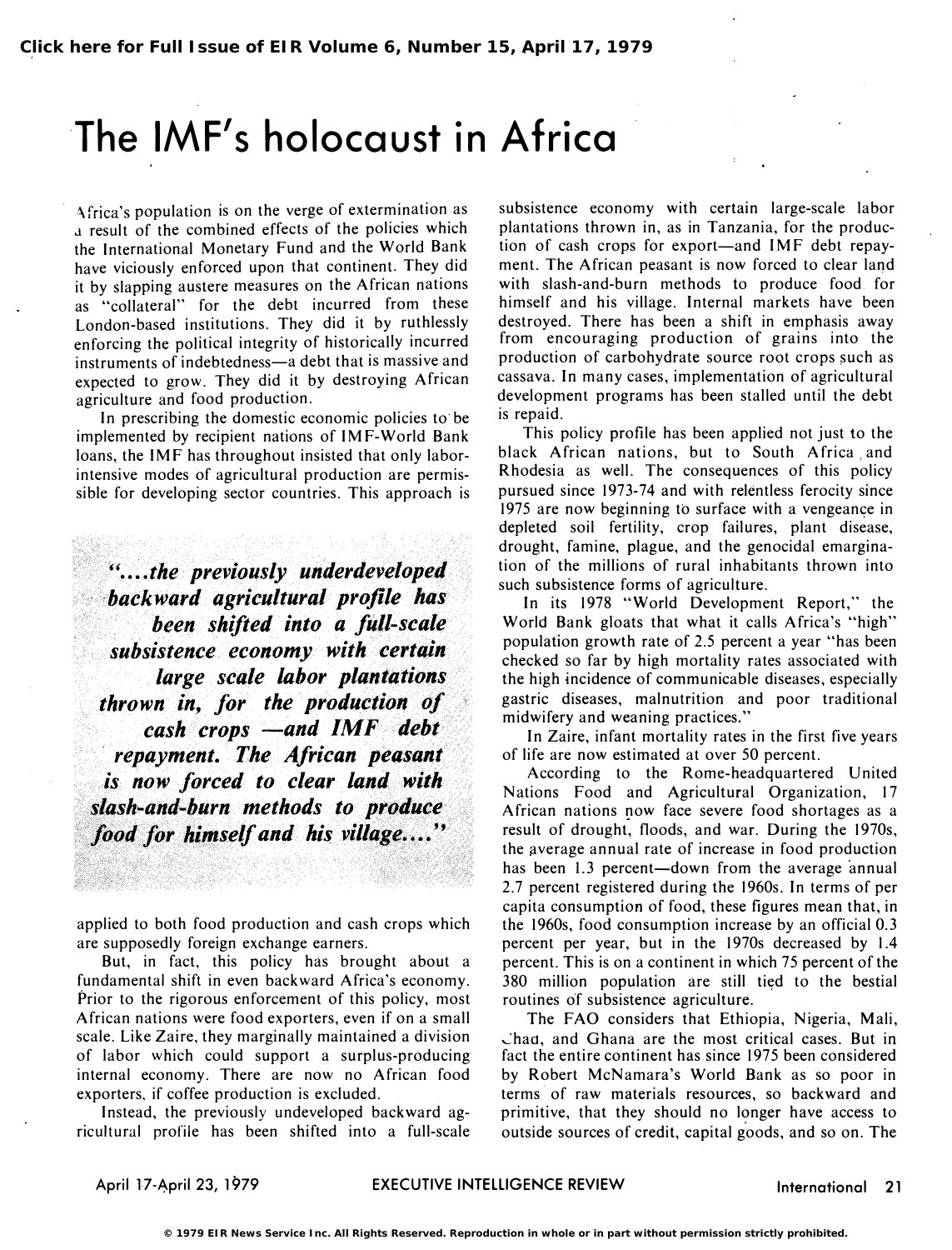# The IMF's holocaust in Africa

Africa's population is on the verge of extermination as a result of the combined effects of the policies which the International Monetary Fund and the World Bank have viciously enforced upon that continent. They did it by slapping austere measures on the African nations as "collateral" for the debt incurred from these London-based institutions. They did it by ruthlessly enforcing the political integrity of historically incurred instruments of indebtedness—a debt that is massive and expected to grow. They did it by destroying African agriculture and food production.

In prescribing the domestic economic policies to be implemented by recipient nations of IMF-World Bank loans, the IMF has throughout insisted that only labor-intensive modes of agricultural production are permissible for developing sector countries. This approach is applied to both food production and cash crops which are supposedly foreign exchange earners.

> *"....the previously underdeveloped backward agricultural profile has been shifted into a full-scale subsistence economy with certain large scale labor plantations thrown in, for the production of cash crops —and IMF debt repayment. The African peasant is now forced to clear land with slash-and-burn methods to produce food for himself and his village...."*

But, in fact, this policy has brought about a fundamental shift in even backward Africa's economy. Prior to the rigorous enforcement of this policy, most African nations were food exporters, even if on a small scale. Like Zaire, they marginally maintained a division of labor which could support a surplus-producing internal economy. There are now no African food exporters, if coffee production is excluded.

Instead, the previously undeveloped backward agricultural profile has been shifted into a full-scale subsistence economy with certain large-scale labor plantations thrown in, as in Tanzania, for the production of cash crops for export—and IMF debt repayment. The African peasant is now forced to clear land with slash-and-burn methods to produce food for himself and his village. Internal markets have been destroyed. There has been a shift in emphasis away from encouraging production of grains into the production of carbohydrate source root crops such as cassava. In many cases, implementation of agricultural development programs has been stalled until the debt is repaid.

This policy profile has been applied not just to the black African nations, but to South Africa and Rhodesia as well. The consequences of this policy pursued since 1973-74 and with relentless ferocity since 1975 are now beginning to surface with a vengeance in depleted soil fertility, crop failures, plant disease, drought, famine, plague, and the genocidal emargination of the millions of rural inhabitants thrown into such subsistence forms of agriculture.

In its 1978 "World Development Report," the World Bank gloats that what it calls Africa's "high" population growth rate of 2.5 percent a year "has been checked so far by high mortality rates associated with the high incidence of communicable diseases, especially gastric diseases, malnutrition and poor traditional midwifery and weaning practices."

In Zaire, infant mortality rates in the first five years of life are now estimated at over 50 percent.

According to the Rome-headquartered United Nations Food and Agricultural Organization, 17 African nations now face severe food shortages as a result of drought, floods, and war. During the 1970s, the average annual rate of increase in food production has been 1.3 percent—down from the average annual 2.7 percent registered during the 1960s. In terms of per capita consumption of food, these figures mean that, in the 1960s, food consumption increase by an official 0.3 percent per year, but in the 1970s decreased by 1.4 percent. This is on a continent in which 75 percent of the 380 million population are still tied to the bestial routines of subsistence agriculture.

The FAO considers that Ethiopia, Nigeria, Mali, Chad, and Ghana are the most critical cases. But in fact the entire continent has since 1975 been considered by Robert McNamara's World Bank as so poor in terms of raw materials resources, so backward and primitive, that they should no longer have access to outside sources of credit, capital goods, and so on. The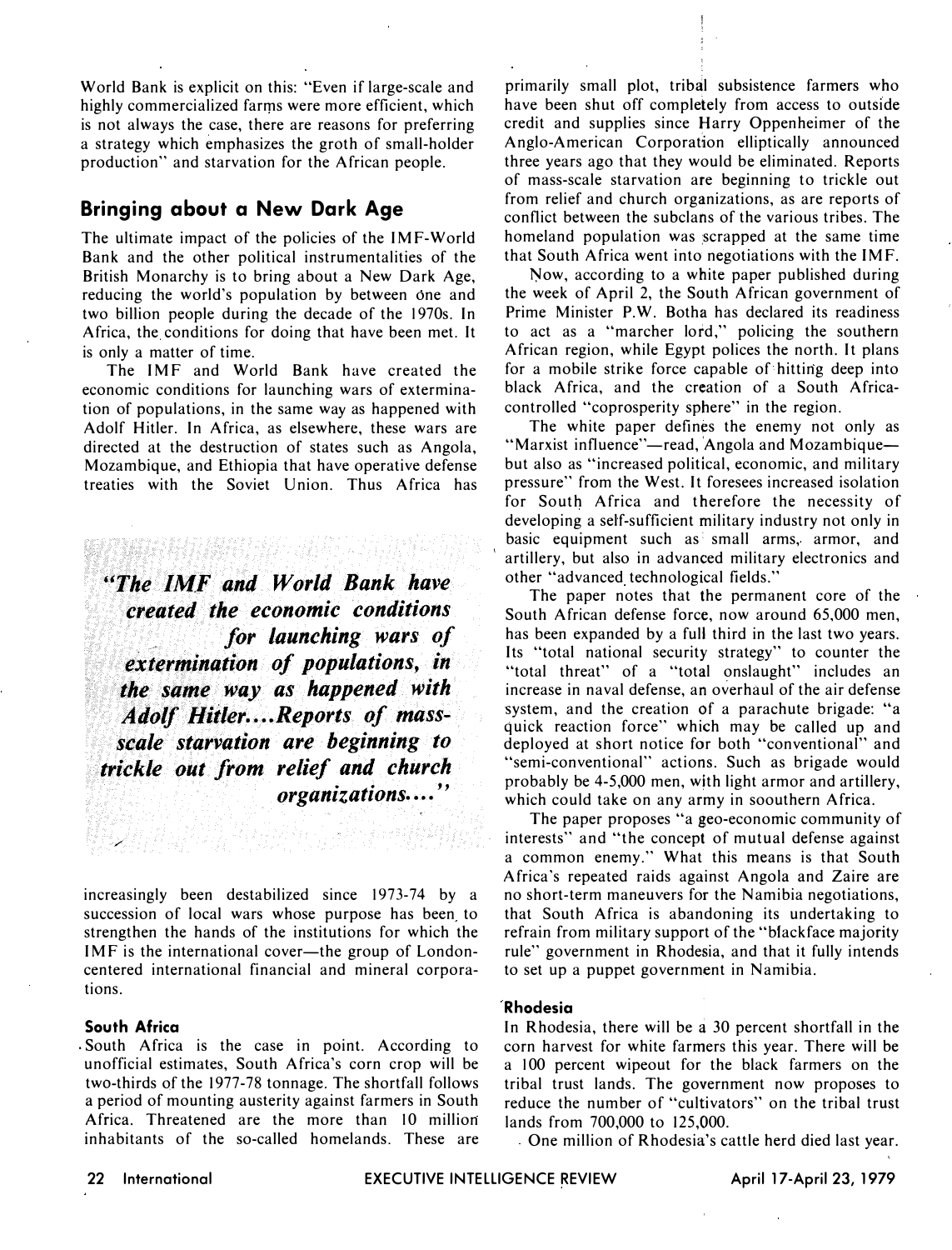World Bank is explicit on this: "Even if large-scale and highly commercialized farms were more efficient, which is not always the case, there are reasons for preferring a strategy which emphasizes the groth of small-holder production" and starvation for the African people.

## Bringing about a New Dark Age

The ultimate impact of the policies of the IMF-World Bank and the other political instrumentalities of the British Monarchy is to bring about a New Dark Age, reducing the world's population by between one and two billion people during the decade of the 1970s. In Africa, the conditions for doing that have been met. It is only a matter of time.

The IMF and World Bank have created the economic conditions for launching wars of extermination of populations, in the same way as happened with Adolf Hitler. In Africa, as elsewhere, these wars are directed at the destruction of states such as Angola, Mozambique, and Ethiopia that have operative defense treaties with the Soviet Union. Thus Africa has increasingly been destabilized since 1973-74 by a succession of local wars whose purpose has been to strengthen the hands of the institutions for which the IMF is the international cover—the group of London-centered international financial and mineral corporations.

> ***"The IMF and World Bank have created the economic conditions for launching wars of extermination of populations, in the same way as happened with Adolf Hitler....Reports of mass-scale starvation are beginning to trickle out from relief and church organizations...."***

### South Africa

South Africa is the case in point. According to unofficial estimates, South Africa's corn crop will be two-thirds of the 1977-78 tonnage. The shortfall follows a period of mounting austerity against farmers in South Africa. Threatened are the more than 10 million inhabitants of the so-called homelands. These are primarily small plot, tribal subsistence farmers who have been shut off completely from access to outside credit and supplies since Harry Oppenheimer of the Anglo-American Corporation elliptically announced three years ago that they would be eliminated. Reports of mass-scale starvation are beginning to trickle out from relief and church organizations, as are reports of conflict between the subclans of the various tribes. The homeland population was scrapped at the same time that South Africa went into negotiations with the IMF.

Now, according to a white paper published during the week of April 2, the South African government of Prime Minister P.W. Botha has declared its readiness to act as a "marcher lord," policing the southern African region, while Egypt polices the north. It plans for a mobile strike force capable of hitting deep into black Africa, and the creation of a South Africa-controlled "coprosperity sphere" in the region.

The white paper defines the enemy not only as "Marxist influence"—read, Angola and Mozambique—but also as "increased political, economic, and military pressure" from the West. It foresees increased isolation for South Africa and therefore the necessity of developing a self-sufficient military industry not only in basic equipment such as small arms, armor, and artillery, but also in advanced military electronics and other "advanced technological fields."

The paper notes that the permanent core of the South African defense force, now around 65,000 men, has been expanded by a full third in the last two years. Its "total national security strategy" to counter the "total threat" of a "total onslaught" includes an increase in naval defense, an overhaul of the air defense system, and the creation of a parachute brigade: "a quick reaction force" which may be called up and deployed at short notice for both "conventional" and "semi-conventional" actions. Such as brigade would probably be 4-5,000 men, with light armor and artillery, which could take on any army in sooouthern Africa.

The paper proposes "a geo-economic community of interests" and "the concept of mutual defense against a common enemy." What this means is that South Africa's repeated raids against Angola and Zaire are no short-term maneuvers for the Namibia negotiations, that South Africa is abandoning its undertaking to refrain from military support of the "blackface majority rule" government in Rhodesia, and that it fully intends to set up a puppet government in Namibia.

### Rhodesia

In Rhodesia, there will be a 30 percent shortfall in the corn harvest for white farmers this year. There will be a 100 percent wipeout for the black farmers on the tribal trust lands. The government now proposes to reduce the number of "cultivators" on the tribal trust lands from 700,000 to 125,000.

One million of Rhodesia's cattle herd died last year.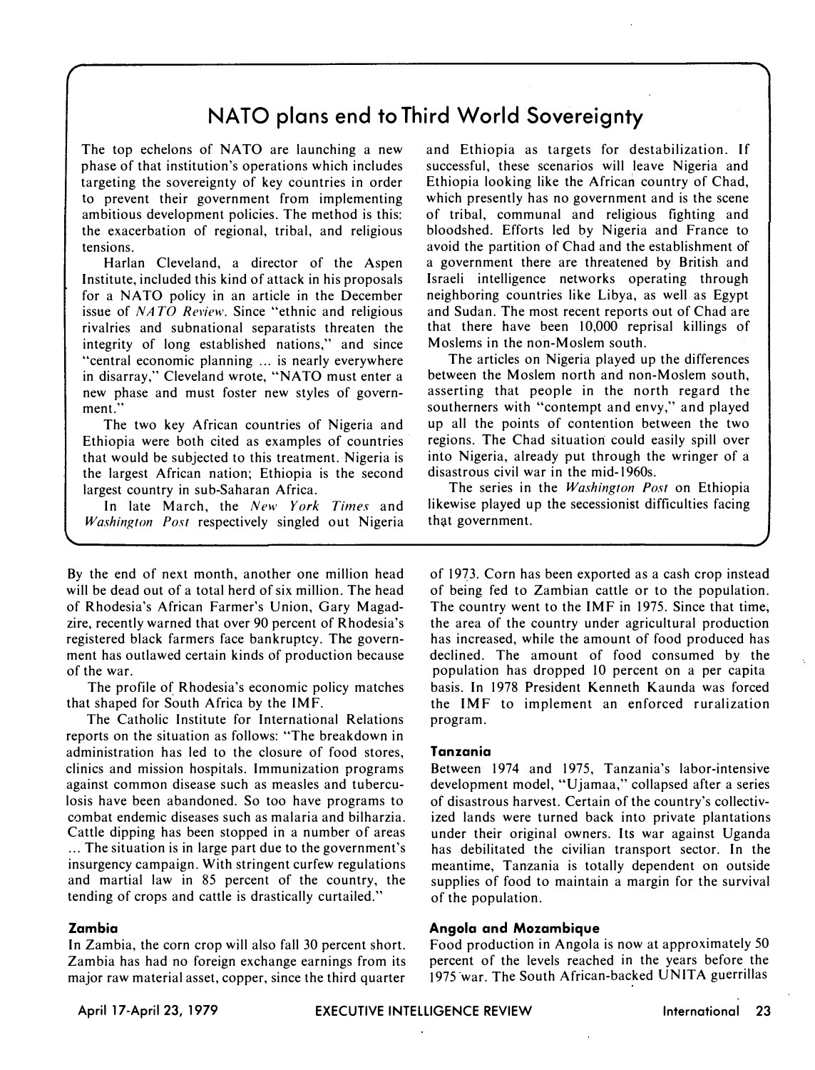## NATO plans end to Third World Sovereignty

The top echelons of NATO are launching a new phase of that institution's operations which includes targeting the sovereignty of key countries in order to prevent their government from implementing ambitious development policies. The method is this: the exacerbation of regional, tribal, and religious tensions.

Harlan Cleveland, a director of the Aspen Institute, included this kind of attack in his proposals for a NATO policy in an article in the December issue of *NATO Review*. Since "ethnic and religious rivalries and subnational separatists threaten the integrity of long established nations," and since "central economic planning ... is nearly everywhere in disarray," Cleveland wrote, "NATO must enter a new phase and must foster new styles of government."

The two key African countries of Nigeria and Ethiopia were both cited as examples of countries that would be subjected to this treatment. Nigeria is the largest African nation; Ethiopia is the second largest country in sub-Saharan Africa.

In late March, the *New York Times* and *Washington Post* respectively singled out Nigeria and Ethiopia as targets for destabilization. If successful, these scenarios will leave Nigeria and Ethiopia looking like the African country of Chad, which presently has no government and is the scene of tribal, communal and religious fighting and bloodshed. Efforts led by Nigeria and France to avoid the partition of Chad and the establishment of a government there are threatened by British and Israeli intelligence networks operating through neighboring countries like Libya, as well as Egypt and Sudan. The most recent reports out of Chad are that there have been 10,000 reprisal killings of Moslems in the non-Moslem south.

The articles on Nigeria played up the differences between the Moslem north and non-Moslem south, asserting that people in the north regard the southerners with "contempt and envy," and played up all the points of contention between the two regions. The Chad situation could easily spill over into Nigeria, already put through the wringer of a disastrous civil war in the mid-1960s.

The series in the *Washington Post* on Ethiopia likewise played up the secessionist difficulties facing that government.

---

By the end of next month, another one million head will be dead out of a total herd of six million. The head of Rhodesia's African Farmer's Union, Gary Magadzire, recently warned that over 90 percent of Rhodesia's registered black farmers face bankruptcy. The government has outlawed certain kinds of production because of the war.

The profile of Rhodesia's economic policy matches that shaped for South Africa by the IMF.

The Catholic Institute for International Relations reports on the situation as follows: "The breakdown in administration has led to the closure of food stores, clinics and mission hospitals. Immunization programs against common disease such as measles and tuberculosis have been abandoned. So too have programs to combat endemic diseases such as malaria and bilharzia. Cattle dipping has been stopped in a number of areas ... The situation is in large part due to the government's insurgency campaign. With stringent curfew regulations and martial law in 85 percent of the country, the tending of crops and cattle is drastically curtailed."

### Zambia

In Zambia, the corn crop will also fall 30 percent short. Zambia has had no foreign exchange earnings from its major raw material asset, copper, since the third quarter of 1973. Corn has been exported as a cash crop instead of being fed to Zambian cattle or to the population. The country went to the IMF in 1975. Since that time, the area of the country under agricultural production has increased, while the amount of food produced has declined. The amount of food consumed by the population has dropped 10 percent on a per capita basis. In 1978 President Kenneth Kaunda was forced the IMF to implement an enforced ruralization program.

### Tanzania

Between 1974 and 1975, Tanzania's labor-intensive development model, "Ujamaa," collapsed after a series of disastrous harvest. Certain of the country's collectivized lands were turned back into private plantations under their original owners. Its war against Uganda has debilitated the civilian transport sector. In the meantime, Tanzania is totally dependent on outside supplies of food to maintain a margin for the survival of the population.

### Angola and Mozambique

Food production in Angola is now at approximately 50 percent of the levels reached in the years before the 1975 war. The South African-backed UNITA guerrillas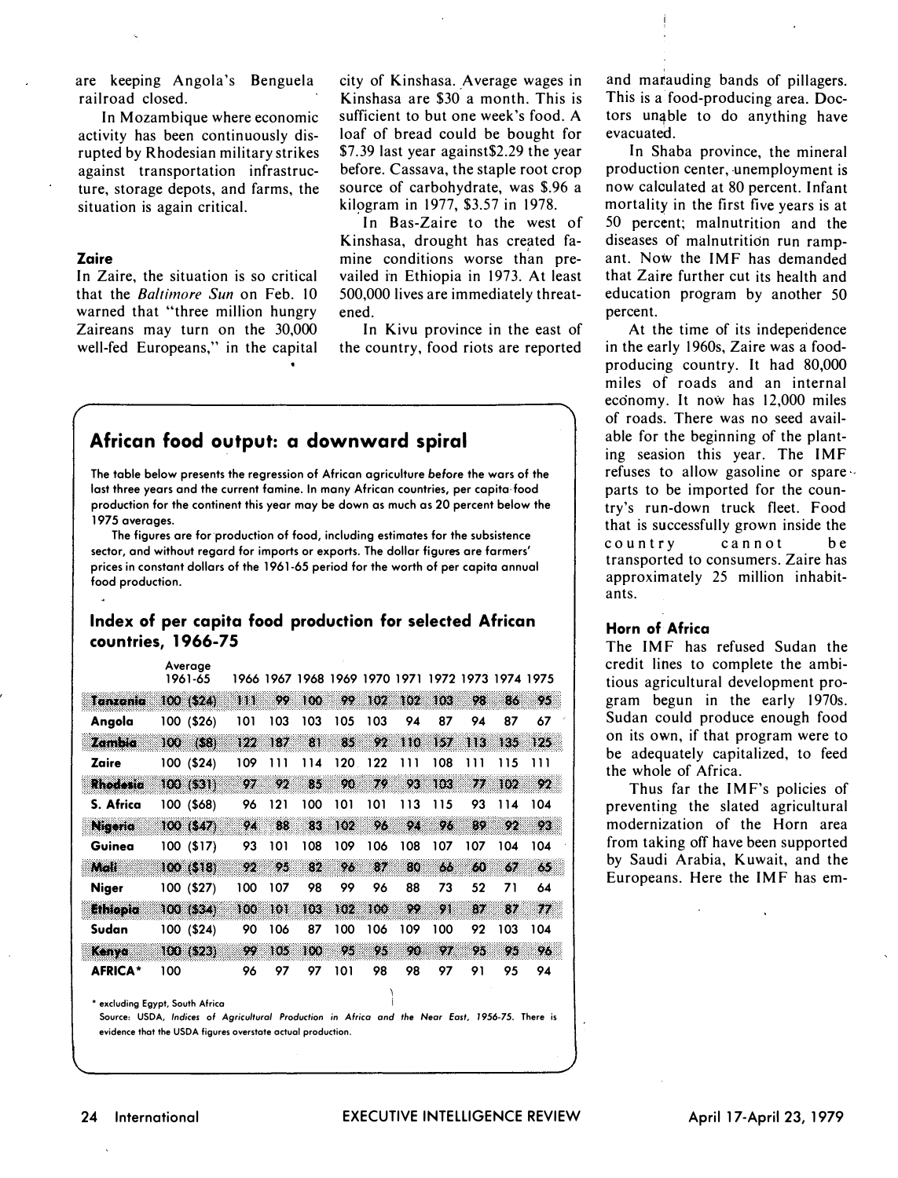are keeping Angola's Benguela railroad closed.

In Mozambique where economic activity has been continuously disrupted by Rhodesian military strikes against transportation infrastructure, storage depots, and farms, the situation is again critical.

### Zaire

In Zaire, the situation is so critical that the *Baltimore Sun* on Feb. 10 warned that "three million hungry Zaireans may turn on the 30,000 well-fed Europeans," in the capital city of Kinshasa. Average wages in Kinshasa are $30 a month. This is sufficient to but one week's food. A loaf of bread could be bought for $7.39 last year against$2.29 the year before. Cassava, the staple root crop source of carbohydrate, was $.96 a kilogram in 1977, $3.57 in 1978.

In Bas-Zaire to the west of Kinshasa, drought has created famine conditions worse than prevailed in Ethiopia in 1973. At least 500,000 lives are immediately threatened.

In Kivu province in the east of the country, food riots are reported and marauding bands of pillagers. This is a food-producing area. Doctors unable to do anything have evacuated.

In Shaba province, the mineral production center, unemployment is now calculated at 80 percent. Infant mortality in the first five years is at 50 percent; malnutrition and the diseases of malnutrition run rampant. Now the IMF has demanded that Zaire further cut its health and education program by another 50 percent.

At the time of its independence in the early 1960s, Zaire was a food-producing country. It had 80,000 miles of roads and an internal economy. It now has 12,000 miles of roads. There was no seed available for the beginning of the planting season this year. The IMF refuses to allow gasoline or spare parts to be imported for the country's run-down truck fleet. Food that is successfully grown inside the country cannot be transported to consumers. Zaire has approximately 25 million inhabitants.

### Horn of Africa

The IMF has refused Sudan the credit lines to complete the ambitious agricultural development program begun in the early 1970s. Sudan could produce enough food on its own, if that program were to be adequately capitalized, to feed the whole of Africa.

Thus far the IMF's policies of preventing the slated agricultural modernization of the Horn area from taking off have been supported by Saudi Arabia, Kuwait, and the Europeans. Here the IMF has em-

## African food output: a downward spiral

The table below presents the regression of African agriculture *before* the wars of the last three years and the current famine. In many African countries, per capita food production for the continent this year may be down as much as 20 percent below the 1975 averages.

The figures are for production of food, including estimates for the subsistence sector, and without regard for imports or exports. The dollar figures are farmers' prices in constant dollars of the 1961-65 period for the worth of per capita annual food production.

### Index of per capita food production for selected African countries, 1966-75

| | Average 1961-65 | 1966 | 1967 | 1968 | 1969 | 1970 | 1971 | 1972 | 1973 | 1974 | 1975 |
|---|---|---|---|---|---|---|---|---|---|---|---|
| Tanzania | 100 ($24) | 111 | 99 | 100 | 99 | 102 | 102 | 103 | 98 | 86 | 95 |
| Angola | 100 ($26) | 101 | 103 | 103 | 105 | 103 | 94 | 87 | 94 | 87 | 67 |
| Zambia | 100 ($8) | 122 | 187 | 81 | 85 | 92 | 110 | 157 | 113 | 135 | 125 |
| Zaire | 100 ($24) | 109 | 111 | 114 | 120 | 122 | 111 | 108 | 111 | 115 | 111 |
| Rhodesia | 100 ($31) | 97 | 92 | 85 | 90 | 79 | 93 | 103 | 77 | 102 | 92 |
| S. Africa | 100 ($68) | 96 | 121 | 100 | 101 | 101 | 113 | 115 | 93 | 114 | 104 |
| Nigeria | 100 ($47) | 94 | 88 | 83 | 102 | 96 | 94 | 96 | 89 | 92 | 93 |
| Guinea | 100 ($17) | 93 | 101 | 108 | 109 | 106 | 108 | 107 | 107 | 104 | 104 |
| Mali | 100 ($18) | 92 | 95 | 82 | 96 | 87 | 80 | 66 | 60 | 67 | 65 |
| Niger | 100 ($27) | 100 | 107 | 98 | 99 | 96 | 88 | 73 | 52 | 71 | 64 |
| Ethiopia | 100 ($34) | 100 | 101 | 103 | 102 | 100 | 99 | 91 | 87 | 87 | 77 |
| Sudan | 100 ($24) | 90 | 106 | 87 | 100 | 106 | 109 | 100 | 92 | 103 | 104 |
| Kenya | 100 ($23) | 99 | 105 | 100 | 95 | 95 | 90 | 97 | 95 | 95 | 96 |
| AFRICA* | 100 | 96 | 97 | 97 | 101 | 98 | 98 | 97 | 91 | 95 | 94 |

* excluding Egypt, South Africa

Source: USDA, *Indices of Agricultural Production in Africa and the Near East, 1956-75.* There is evidence that the USDA figures overstate actual production.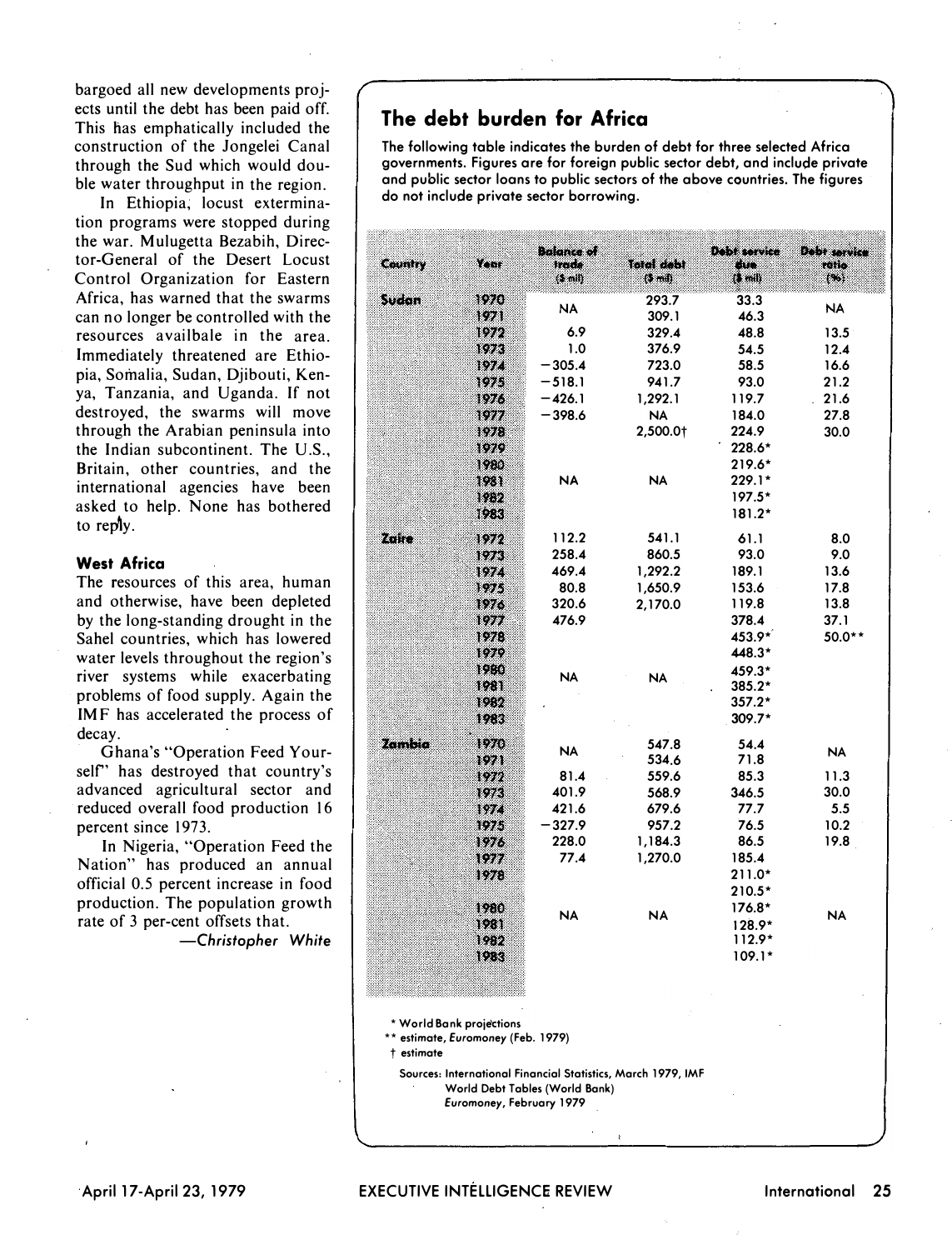bargoed all new developments projects until the debt has been paid off. This has emphatically included the construction of the Jongelei Canal through the Sud which would double water throughput in the region.

In Ethiopia, locust extermination programs were stopped during the war. Mulugetta Bezabih, Director-General of the Desert Locust Control Organization for Eastern Africa, has warned that the swarms can no longer be controlled with the resources availbale in the area. Immediately threatened are Ethiopia, Somalia, Sudan, Djibouti, Kenya, Tanzania, and Uganda. If not destroyed, the swarms will move through the Arabian peninsula into the Indian subcontinent. The U.S., Britain, other countries, and the international agencies have been asked to help. None has bothered to reply.

### West Africa

The resources of this area, human and otherwise, have been depleted by the long-standing drought in the Sahel countries, which has lowered water levels throughout the region's river systems while exacerbating problems of food supply. Again the IMF has accelerated the process of decay.

Ghana's "Operation Feed Yourself" has destroyed that country's advanced agricultural sector and reduced overall food production 16 percent since 1973.

In Nigeria, "Operation Feed the Nation" has produced an annual official 0.5 percent increase in food production. The population growth rate of 3 per-cent offsets that.

*—Christopher White*

## The debt burden for Africa

**The following table indicates the burden of debt for three selected Africa governments. Figures are for foreign public sector debt, and include private and public sector loans to public sectors of the above countries. The figures do not include private sector borrowing.**

| Country | Year | Balance of trade ($ mil) | Total debt ($ mil) | Debt service due ($ mil) | Debt service ratio (%) |
|---|---|---|---|---|---|
| Sudan | 1970 | NA | 293.7 | 33.3 | NA |
| | 1971 | | 309.1 | 46.3 | |
| | 1972 | 6.9 | 329.4 | 48.8 | 13.5 |
| | 1973 | 1.0 | 376.9 | 54.5 | 12.4 |
| | 1974 | −305.4 | 723.0 | 58.5 | 16.6 |
| | 1975 | −518.1 | 941.7 | 93.0 | 21.2 |
| | 1976 | −426.1 | 1,292.1 | 119.7 | 21.6 |
| | 1977 | −398.6 | NA | 184.0 | 27.8 |
| | 1978 | | 2,500.0† | 224.9 | 30.0 |
| | 1979 | | | 228.6* | |
| | 1980 | | | 219.6* | |
| | 1981 | NA | NA | 229.1* | |
| | 1982 | | | 197.5* | |
| | 1983 | | | 181.2* | |
| Zaire | 1972 | 112.2 | 541.1 | 61.1 | 8.0 |
| | 1973 | 258.4 | 860.5 | 93.0 | 9.0 |
| | 1974 | 469.4 | 1,292.2 | 189.1 | 13.6 |
| | 1975 | 80.8 | 1,650.9 | 153.6 | 17.8 |
| | 1976 | 320.6 | 2,170.0 | 119.8 | 13.8 |
| | 1977 | 476.9 | | 378.4 | 37.1 |
| | 1978 | | | 453.9* | 50.0** |
| | 1979 | | | 448.3* | |
| | 1980 | NA | NA | 459.3* | |
| | 1981 | | | 385.2* | |
| | 1982 | | | 357.2* | |
| | 1983 | | | 309.7* | |
| Zambia | 1970 | NA | 547.8 | 54.4 | NA |
| | 1971 | | 534.6 | 71.8 | |
| | 1972 | 81.4 | 559.6 | 85.3 | 11.3 |
| | 1973 | 401.9 | 568.9 | 346.5 | 30.0 |
| | 1974 | 421.6 | 679.6 | 77.7 | 5.5 |
| | 1975 | −327.9 | 957.2 | 76.5 | 10.2 |
| | 1976 | 228.0 | 1,184.3 | 86.5 | 19.8 |
| | 1977 | 77.4 | 1,270.0 | 185.4 | |
| | 1978 | | | 211.0* | |
| | | | | 210.5* | |
| | 1980 | NA | NA | 176.8* | NA |
| | 1981 | | | 128.9* | |
| | 1982 | | | 112.9* | |
| | 1983 | | | 109.1* | |

\* World Bank projections
\*\* estimate, *Euromoney* (Feb. 1979)
† estimate

Sources: International Financial Statistics, March 1979, IMF
World Debt Tables (World Bank)
*Euromoney*, February 1979